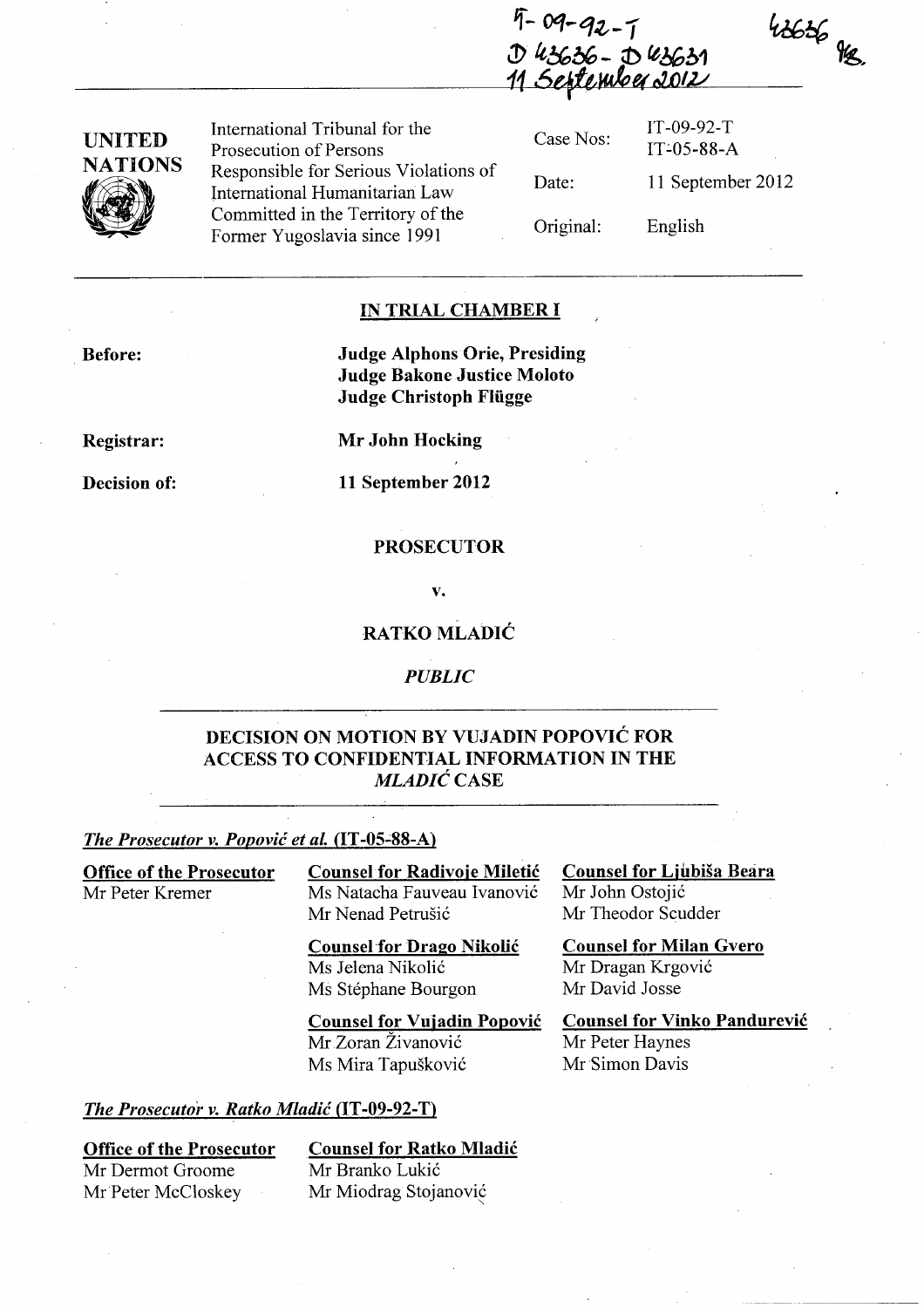IT-09-92-T
D 43636 - D 43631
11 September 2012

43636 TR

| UNITED NATIONS | International Tribunal for the Prosecution of Persons Responsible for Serious Violations of International Humanitarian Law Committed in the Territory of the Former Yugoslavia since 1991 | Case Nos: | IT-09-92-T IT-05-88-A |
|---|---|---|---|
| | | Date: | 11 September 2012 |
| | | Original: | English |

## IN TRIAL CHAMBER I

**Before:** **Judge Alphons Orie, Presiding**
**Judge Bakone Justice Moloto**
**Judge Christoph Flügge**

**Registrar:** **Mr John Hocking**

**Decision of:** **11 September 2012**

**PROSECUTOR**

**v.**

**RATKO MLADIĆ**

*PUBLIC*

## DECISION ON MOTION BY VUJADIN POPOVIĆ FOR ACCESS TO CONFIDENTIAL INFORMATION IN THE *MLADIĆ* CASE

***The Prosecutor v. Popović et al.* (IT-05-88-A)**

**Office of the Prosecutor**
Mr Peter Kremer

**Counsel for Radivoje Miletić**
Ms Natacha Fauveau Ivanović
Mr Nenad Petrušić

**Counsel for Drago Nikolić**
Ms Jelena Nikolić
Ms Stéphane Bourgon

**Counsel for Vujadin Popović**
Mr Zoran Živanović
Ms Mira Tapušković

**Counsel for Ljubiša Beara**
Mr John Ostojić
Mr Theodor Scudder

**Counsel for Milan Gvero**
Mr Dragan Krgović
Mr David Josse

**Counsel for Vinko Pandurević**
Mr Peter Haynes
Mr Simon Davis

***The Prosecutor v. Ratko Mladić* (IT-09-92-T)**

**Office of the Prosecutor**
Mr Dermot Groome
Mr Peter McCloskey

**Counsel for Ratko Mladić**
Mr Branko Lukić
Mr Miodrag Stojanović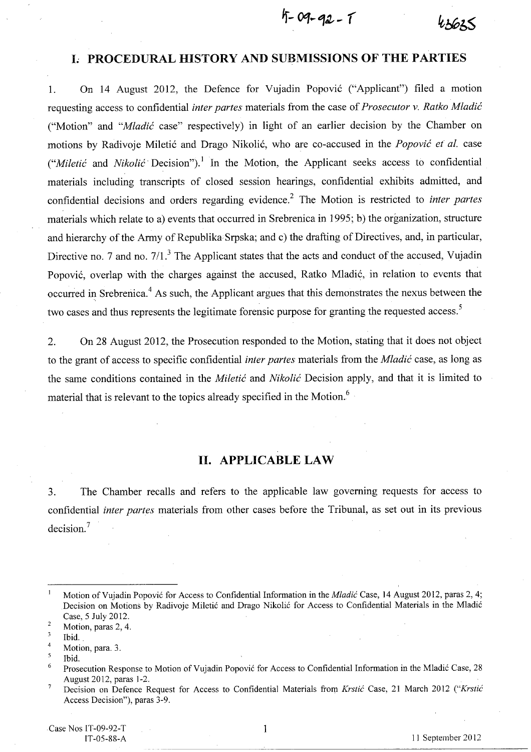## I. PROCEDURAL HISTORY AND SUBMISSIONS OF THE PARTIES

1. On 14 August 2012, the Defence for Vujadin Popović ("Applicant") filed a motion requesting access to confidential *inter partes* materials from the case of *Prosecutor v. Ratko Mladić* ("Motion" and "*Mladić* case" respectively) in light of an earlier decision by the Chamber on motions by Radivoje Miletić and Drago Nikolić, who are co-accused in the *Popović et al.* case ("*Miletić* and *Nikolić* Decision").[1] In the Motion, the Applicant seeks access to confidential materials including transcripts of closed session hearings, confidential exhibits admitted, and confidential decisions and orders regarding evidence.[2] The Motion is restricted to *inter partes* materials which relate to a) events that occurred in Srebrenica in 1995; b) the organization, structure and hierarchy of the Army of Republika Srpska; and c) the drafting of Directives, and, in particular, Directive no. 7 and no. 7/1.[3] The Applicant states that the acts and conduct of the accused, Vujadin Popović, overlap with the charges against the accused, Ratko Mladić, in relation to events that occurred in Srebrenica.[4] As such, the Applicant argues that this demonstrates the nexus between the two cases and thus represents the legitimate forensic purpose for granting the requested access.[5]

2. On 28 August 2012, the Prosecution responded to the Motion, stating that it does not object to the grant of access to specific confidential *inter partes* materials from the *Mladić* case, as long as the same conditions contained in the *Miletić* and *Nikolić* Decision apply, and that it is limited to material that is relevant to the topics already specified in the Motion.[6]

## II. APPLICABLE LAW

3. The Chamber recalls and refers to the applicable law governing requests for access to confidential *inter partes* materials from other cases before the Tribunal, as set out in its previous decision.[7]

---

1 Motion of Vujadin Popović for Access to Confidential Information in the *Mladić* Case, 14 August 2012, paras 2, 4; Decision on Motions by Radivoje Miletić and Drago Nikolić for Access to Confidential Materials in the Mladić Case, 5 July 2012.

2 Motion, paras 2, 4.

3 Ibid.

4 Motion, para. 3.

5 Ibid.

6 Prosecution Response to Motion of Vujadin Popović for Access to Confidential Information in the Mladić Case, 28 August 2012, paras 1-2.

7 Decision on Defence Request for Access to Confidential Materials from *Krstić* Case, 21 March 2012 ("*Krstić* Access Decision"), paras 3-9.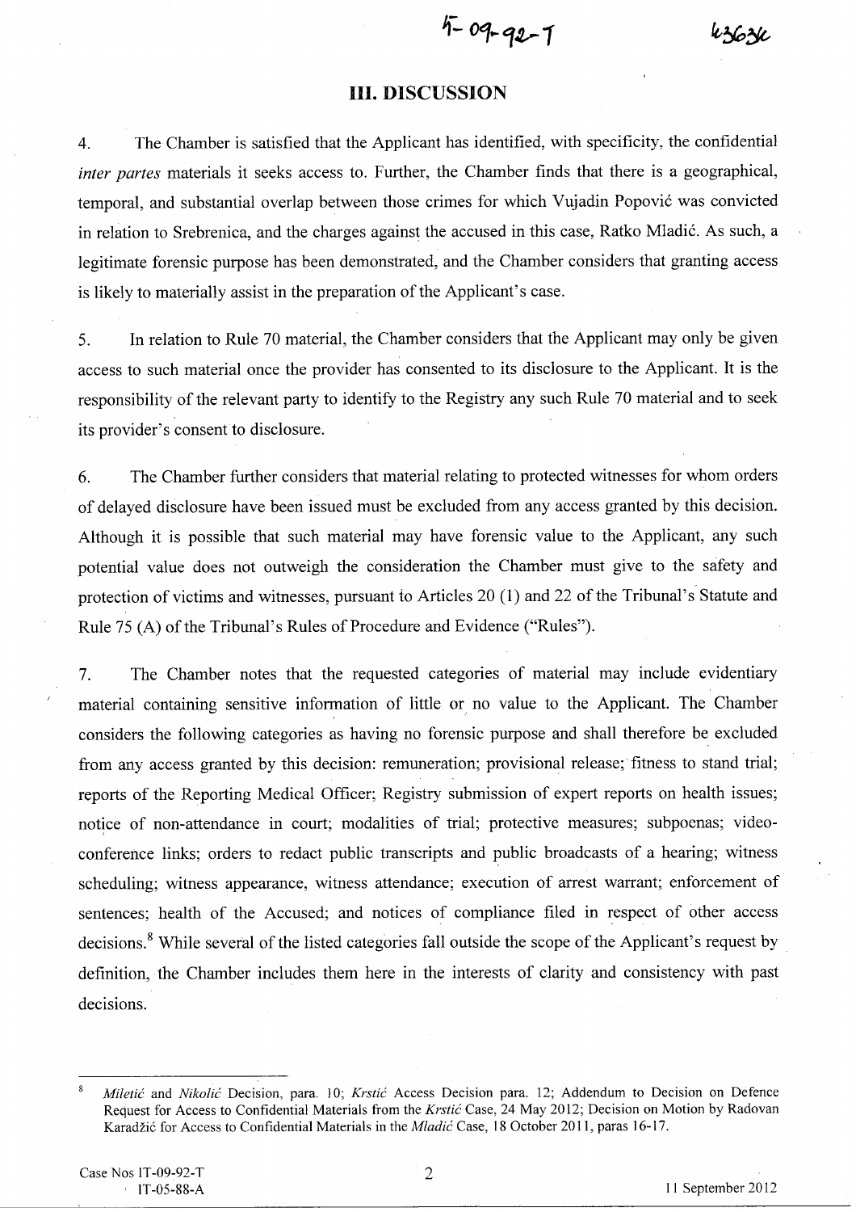## III. DISCUSSION

4. The Chamber is satisfied that the Applicant has identified, with specificity, the confidential *inter partes* materials it seeks access to. Further, the Chamber finds that there is a geographical, temporal, and substantial overlap between those crimes for which Vujadin Popović was convicted in relation to Srebrenica, and the charges against the accused in this case, Ratko Mladić. As such, a legitimate forensic purpose has been demonstrated, and the Chamber considers that granting access is likely to materially assist in the preparation of the Applicant's case.

5. In relation to Rule 70 material, the Chamber considers that the Applicant may only be given access to such material once the provider has consented to its disclosure to the Applicant. It is the responsibility of the relevant party to identify to the Registry any such Rule 70 material and to seek its provider's consent to disclosure.

6. The Chamber further considers that material relating to protected witnesses for whom orders of delayed disclosure have been issued must be excluded from any access granted by this decision. Although it is possible that such material may have forensic value to the Applicant, any such potential value does not outweigh the consideration the Chamber must give to the safety and protection of victims and witnesses, pursuant to Articles 20 (1) and 22 of the Tribunal's Statute and Rule 75 (A) of the Tribunal's Rules of Procedure and Evidence ("Rules").

7. The Chamber notes that the requested categories of material may include evidentiary material containing sensitive information of little or no value to the Applicant. The Chamber considers the following categories as having no forensic purpose and shall therefore be excluded from any access granted by this decision: remuneration; provisional release; fitness to stand trial; reports of the Reporting Medical Officer; Registry submission of expert reports on health issues; notice of non-attendance in court; modalities of trial; protective measures; subpoenas; video-conference links; orders to redact public transcripts and public broadcasts of a hearing; witness scheduling; witness appearance, witness attendance; execution of arrest warrant; enforcement of sentences; health of the Accused; and notices of compliance filed in respect of other access decisions.[8] While several of the listed categories fall outside the scope of the Applicant's request by definition, the Chamber includes them here in the interests of clarity and consistency with past decisions.

---

[8] *Miletić* and *Nikolić* Decision, para. 10; *Krstić* Access Decision para. 12; Addendum to Decision on Defence Request for Access to Confidential Materials from the *Krstić* Case, 24 May 2012; Decision on Motion by Radovan Karadžić for Access to Confidential Materials in the *Mladić* Case, 18 October 2011, paras 16-17.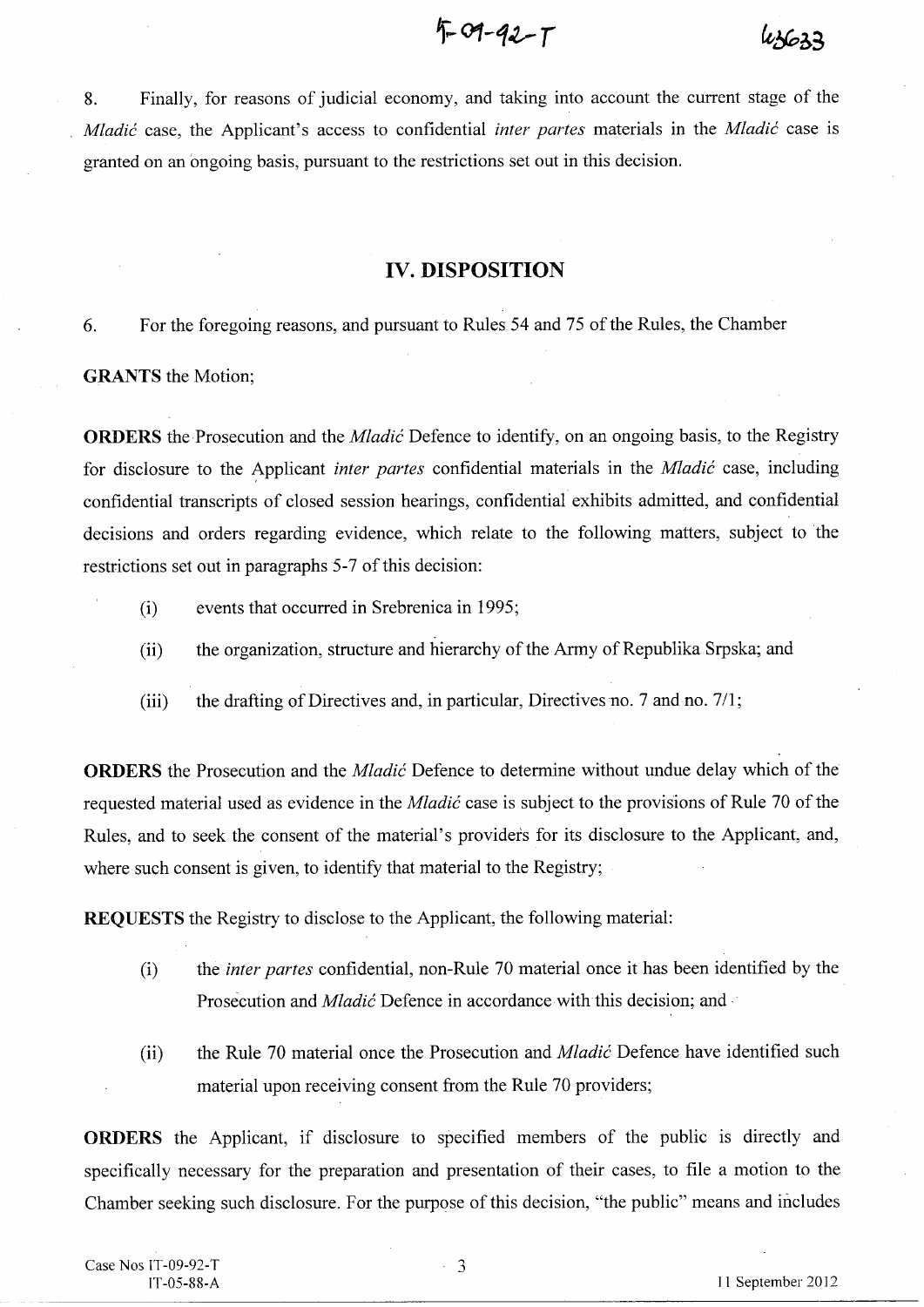8. Finally, for reasons of judicial economy, and taking into account the current stage of the *Mladić* case, the Applicant's access to confidential *inter partes* materials in the *Mladić* case is granted on an ongoing basis, pursuant to the restrictions set out in this decision.

## IV. DISPOSITION

6. For the foregoing reasons, and pursuant to Rules 54 and 75 of the Rules, the Chamber

**GRANTS** the Motion;

**ORDERS** the Prosecution and the *Mladić* Defence to identify, on an ongoing basis, to the Registry for disclosure to the Applicant *inter partes* confidential materials in the *Mladić* case, including confidential transcripts of closed session hearings, confidential exhibits admitted, and confidential decisions and orders regarding evidence, which relate to the following matters, subject to the restrictions set out in paragraphs 5-7 of this decision:

(i) events that occurred in Srebrenica in 1995;

(ii) the organization, structure and hierarchy of the Army of Republika Srpska; and

(iii) the drafting of Directives and, in particular, Directives no. 7 and no. 7/1;

**ORDERS** the Prosecution and the *Mladić* Defence to determine without undue delay which of the requested material used as evidence in the *Mladić* case is subject to the provisions of Rule 70 of the Rules, and to seek the consent of the material's providers for its disclosure to the Applicant, and, where such consent is given, to identify that material to the Registry;

**REQUESTS** the Registry to disclose to the Applicant, the following material:

(i) the *inter partes* confidential, non-Rule 70 material once it has been identified by the Prosecution and *Mladić* Defence in accordance with this decision; and

(ii) the Rule 70 material once the Prosecution and *Mladić* Defence have identified such material upon receiving consent from the Rule 70 providers;

**ORDERS** the Applicant, if disclosure to specified members of the public is directly and specifically necessary for the preparation and presentation of their cases, to file a motion to the Chamber seeking such disclosure. For the purpose of this decision, "the public" means and includes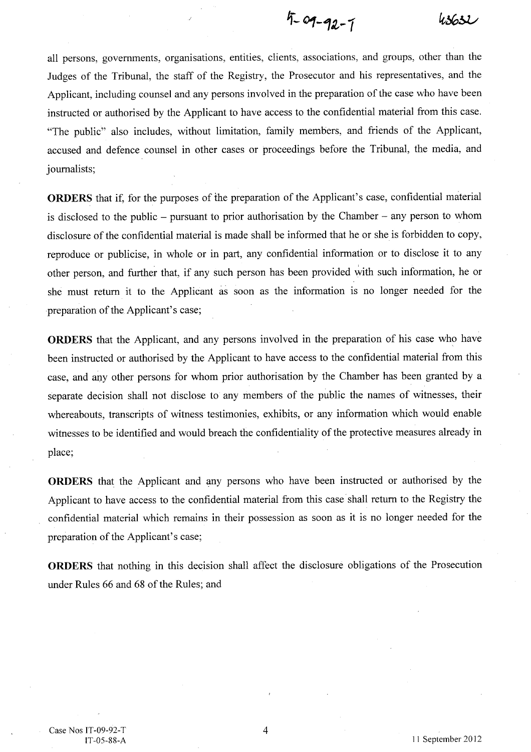all persons, governments, organisations, entities, clients, associations, and groups, other than the Judges of the Tribunal, the staff of the Registry, the Prosecutor and his representatives, and the Applicant, including counsel and any persons involved in the preparation of the case who have been instructed or authorised by the Applicant to have access to the confidential material from this case. "The public" also includes, without limitation, family members, and friends of the Applicant, accused and defence counsel in other cases or proceedings before the Tribunal, the media, and journalists;

**ORDERS** that if, for the purposes of the preparation of the Applicant's case, confidential material is disclosed to the public – pursuant to prior authorisation by the Chamber – any person to whom disclosure of the confidential material is made shall be informed that he or she is forbidden to copy, reproduce or publicise, in whole or in part, any confidential information or to disclose it to any other person, and further that, if any such person has been provided with such information, he or she must return it to the Applicant as soon as the information is no longer needed for the preparation of the Applicant's case;

**ORDERS** that the Applicant, and any persons involved in the preparation of his case who have been instructed or authorised by the Applicant to have access to the confidential material from this case, and any other persons for whom prior authorisation by the Chamber has been granted by a separate decision shall not disclose to any members of the public the names of witnesses, their whereabouts, transcripts of witness testimonies, exhibits, or any information which would enable witnesses to be identified and would breach the confidentiality of the protective measures already in place;

**ORDERS** that the Applicant and any persons who have been instructed or authorised by the Applicant to have access to the confidential material from this case shall return to the Registry the confidential material which remains in their possession as soon as it is no longer needed for the preparation of the Applicant's case;

**ORDERS** that nothing in this decision shall affect the disclosure obligations of the Prosecution under Rules 66 and 68 of the Rules; and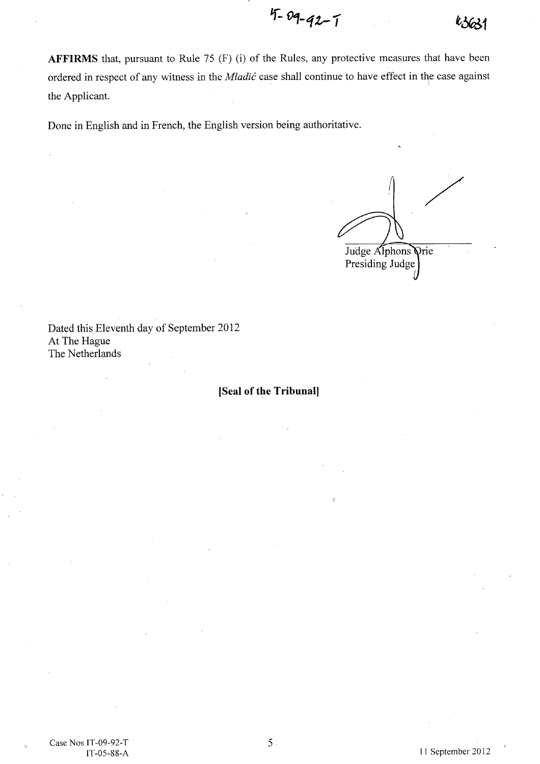**AFFIRMS** that, pursuant to Rule 75 (F) (i) of the Rules, any protective measures that have been ordered in respect of any witness in the *Mladić* case shall continue to have effect in the case against the Applicant.

Done in English and in French, the English version being authoritative.

Judge Alphons Orie
Presiding Judge

Dated this Eleventh day of September 2012
At The Hague
The Netherlands

**[Seal of the Tribunal]**